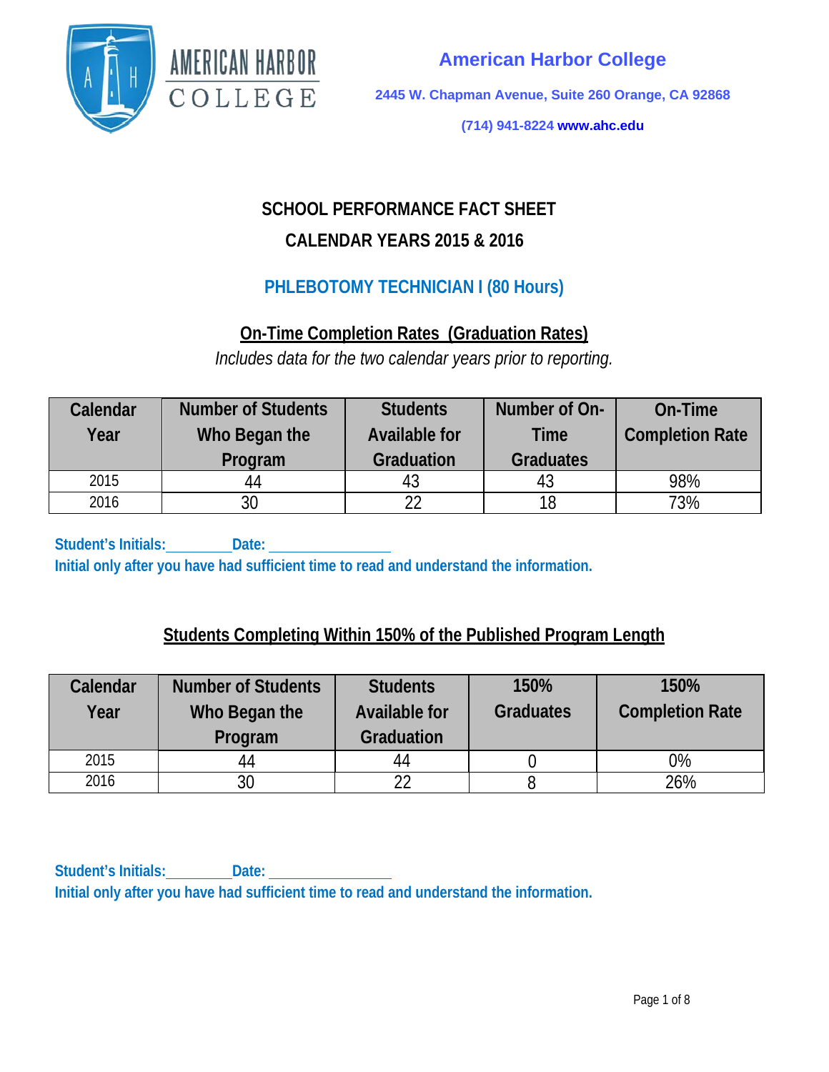AMERICAN HARBOR COLLEGE

**American Harbor College**

**2445 W. Chapman Avenue, Suite 260 Orange, CA 92868**

**(714) 941-8224 www.ahc.edu**

# SCHOOL PERFORMANCE FACT SHEET

## CALENDAR YEARS 2015 & 2016

## PHLEBOTOMY TECHNICIAN I (80 Hours)

### On-Time Completion Rates (Graduation Rates)

*Includes data for the two calendar years prior to reporting.*

| Calendar Year | Number of Students Who Began the Program | Students Available for Graduation | Number of On-Time Graduates | On-Time Completion Rate |
|---|---|---|---|---|
| 2015 | 44 | 43 | 43 | 98% |
| 2016 | 30 | 22 | 18 | 73% |

**Student's Initials:________Date: ________________**

**Initial only after you have had sufficient time to read and understand the information.**

### Students Completing Within 150% of the Published Program Length

| Calendar Year | Number of Students Who Began the Program | Students Available for Graduation | 150% Graduates | 150% Completion Rate |
|---|---|---|---|---|
| 2015 | 44 | 44 | 0 | 0% |
| 2016 | 30 | 22 | 8 | 26% |

**Student's Initials:________Date: ________________**

**Initial only after you have had sufficient time to read and understand the information.**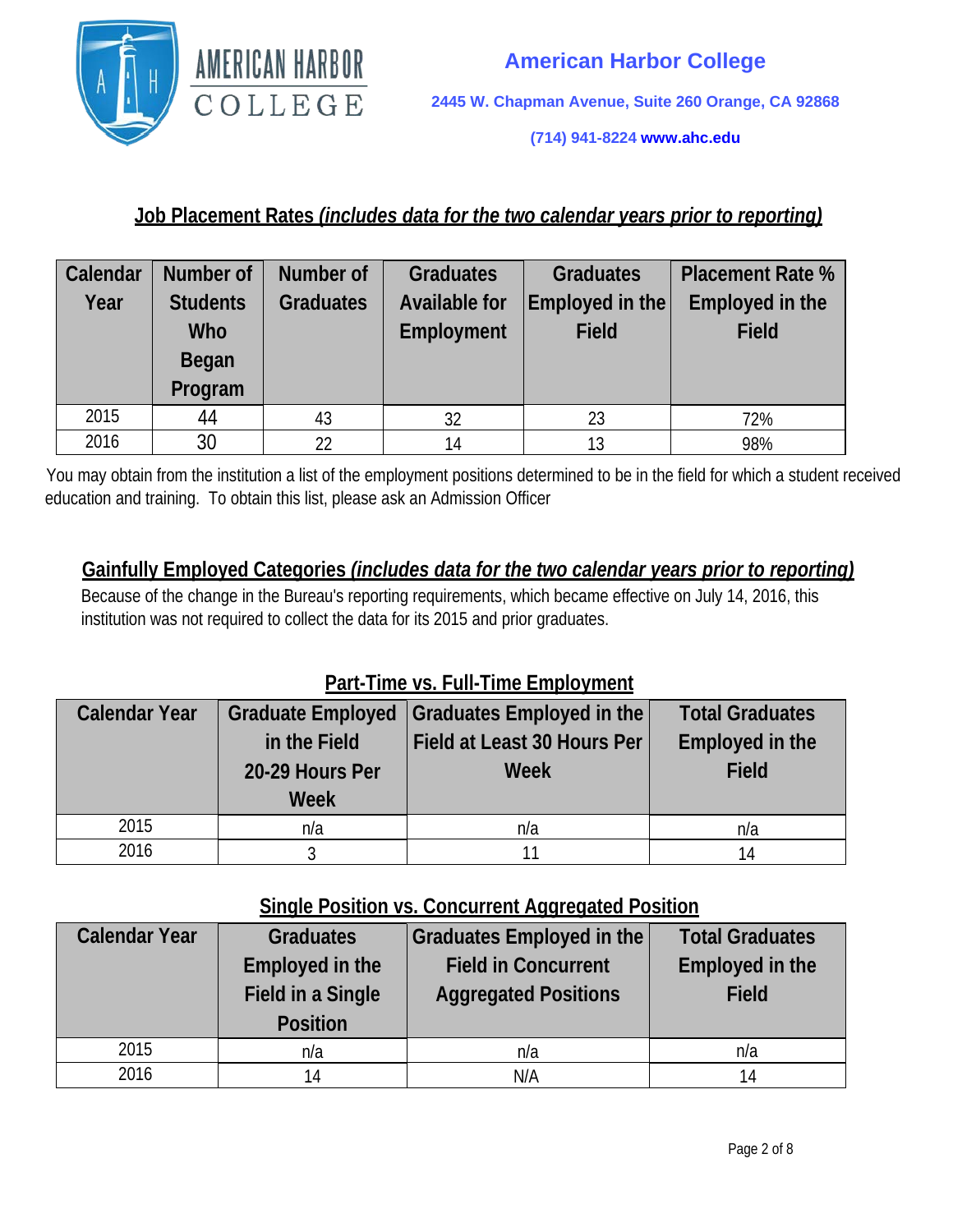**American Harbor College**

**2445 W. Chapman Avenue, Suite 260 Orange, CA 92868**

**(714) 941-8224 www.ahc.edu**

## Job Placement Rates *(includes data for the two calendar years prior to reporting)*

| Calendar Year | Number of Students Who Began Program | Number of Graduates | Graduates Available for Employment | Graduates Employed in the Field | Placement Rate % Employed in the Field |
|---|---|---|---|---|---|
| 2015 | 44 | 43 | 32 | 23 | 72% |
| 2016 | 30 | 22 | 14 | 13 | 98% |

You may obtain from the institution a list of the employment positions determined to be in the field for which a student received education and training. To obtain this list, please ask an Admission Officer

## Gainfully Employed Categories *(includes data for the two calendar years prior to reporting)*

Because of the change in the Bureau's reporting requirements, which became effective on July 14, 2016, this institution was not required to collect the data for its 2015 and prior graduates.

### Part-Time vs. Full-Time Employment

| Calendar Year | Graduate Employed in the Field 20-29 Hours Per Week | Graduates Employed in the Field at Least 30 Hours Per Week | Total Graduates Employed in the Field |
|---|---|---|---|
| 2015 | n/a | n/a | n/a |
| 2016 | 3 | 11 | 14 |

### Single Position vs. Concurrent Aggregated Position

| Calendar Year | Graduates Employed in the Field in a Single Position | Graduates Employed in the Field in Concurrent Aggregated Positions | Total Graduates Employed in the Field |
|---|---|---|---|
| 2015 | n/a | n/a | n/a |
| 2016 | 14 | N/A | 14 |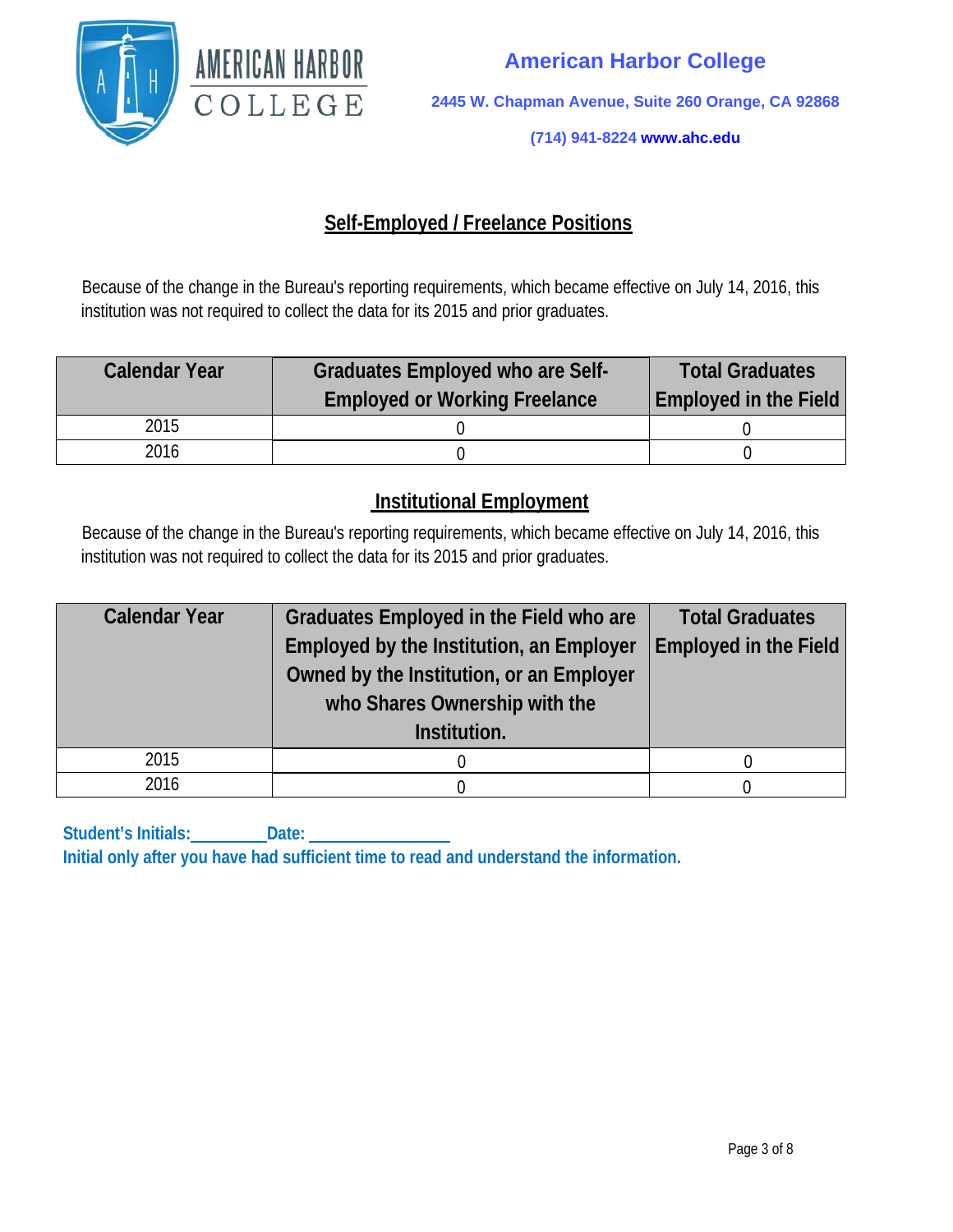**American Harbor College**

**2445 W. Chapman Avenue, Suite 260 Orange, CA 92868**

**(714) 941-8224 www.ahc.edu**

## Self-Employed / Freelance Positions

Because of the change in the Bureau's reporting requirements, which became effective on July 14, 2016, this institution was not required to collect the data for its 2015 and prior graduates.

| Calendar Year | Graduates Employed who are Self-Employed or Working Freelance | Total Graduates Employed in the Field |
|---|---|---|
| 2015 | 0 | 0 |
| 2016 | 0 | 0 |

## Institutional Employment

Because of the change in the Bureau's reporting requirements, which became effective on July 14, 2016, this institution was not required to collect the data for its 2015 and prior graduates.

| Calendar Year | Graduates Employed in the Field who are Employed by the Institution, an Employer Owned by the Institution, or an Employer who Shares Ownership with the Institution. | Total Graduates Employed in the Field |
|---|---|---|
| 2015 | 0 | 0 |
| 2016 | 0 | 0 |

**Student's Initials:\_\_\_\_\_\_\_\_\_Date: \_\_\_\_\_\_\_\_\_\_\_\_\_\_\_\_\_**

**Initial only after you have had sufficient time to read and understand the information.**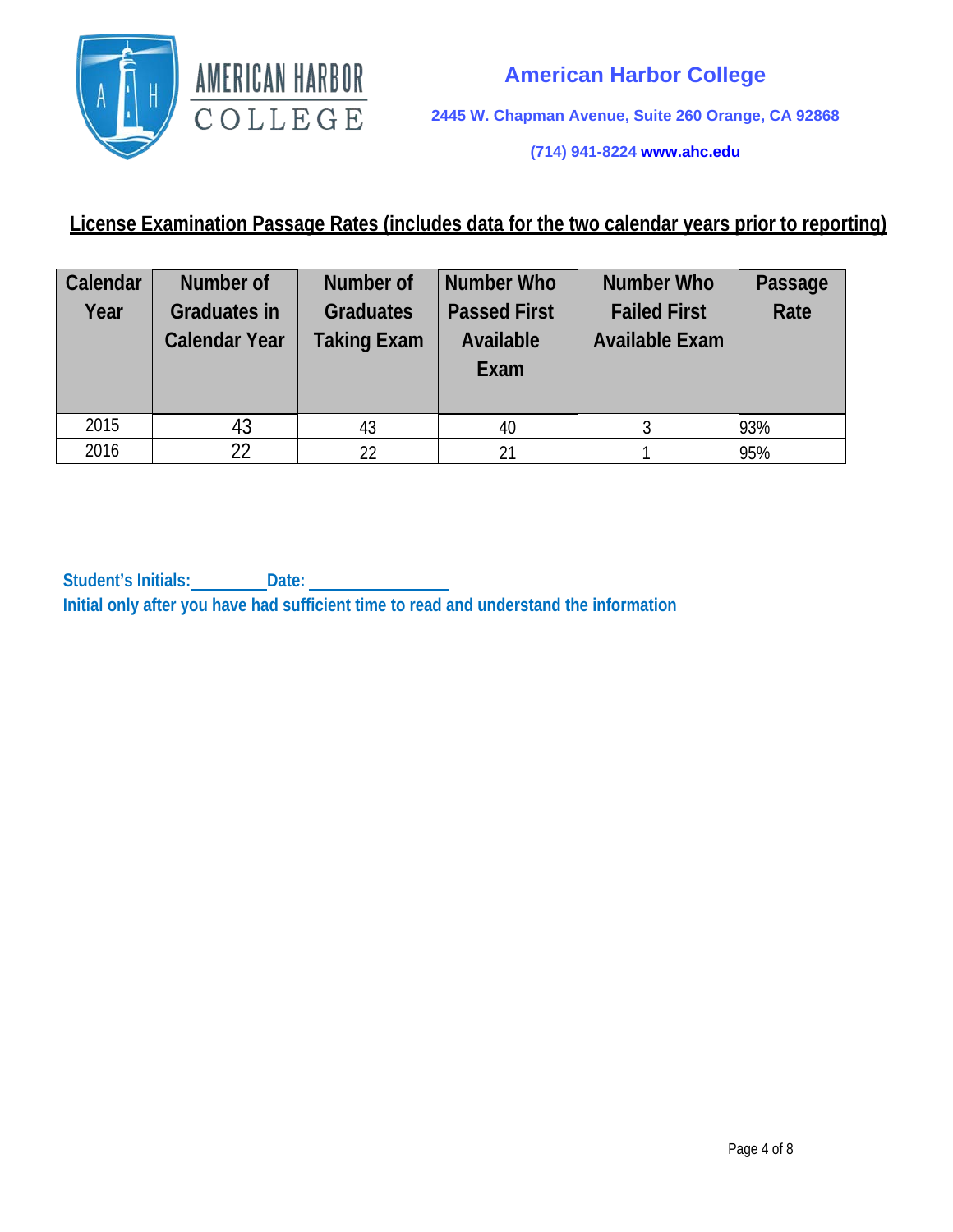# American Harbor College

2445 W. Chapman Avenue, Suite 260 Orange, CA 92868

(714) 941-8224 www.ahc.edu

## License Examination Passage Rates (includes data for the two calendar years prior to reporting)

| Calendar Year | Number of Graduates in Calendar Year | Number of Graduates Taking Exam | Number Who Passed First Available Exam | Number Who Failed First Available Exam | Passage Rate |
|---|---|---|---|---|---|
| 2015 | 43 | 43 | 40 | 3 | 93% |
| 2016 | 22 | 22 | 21 | 1 | 95% |

**Student's Initials:\_\_\_\_\_\_\_\_\_ Date: \_\_\_\_\_\_\_\_\_\_\_\_\_\_\_\_**

**Initial only after you have had sufficient time to read and understand the information**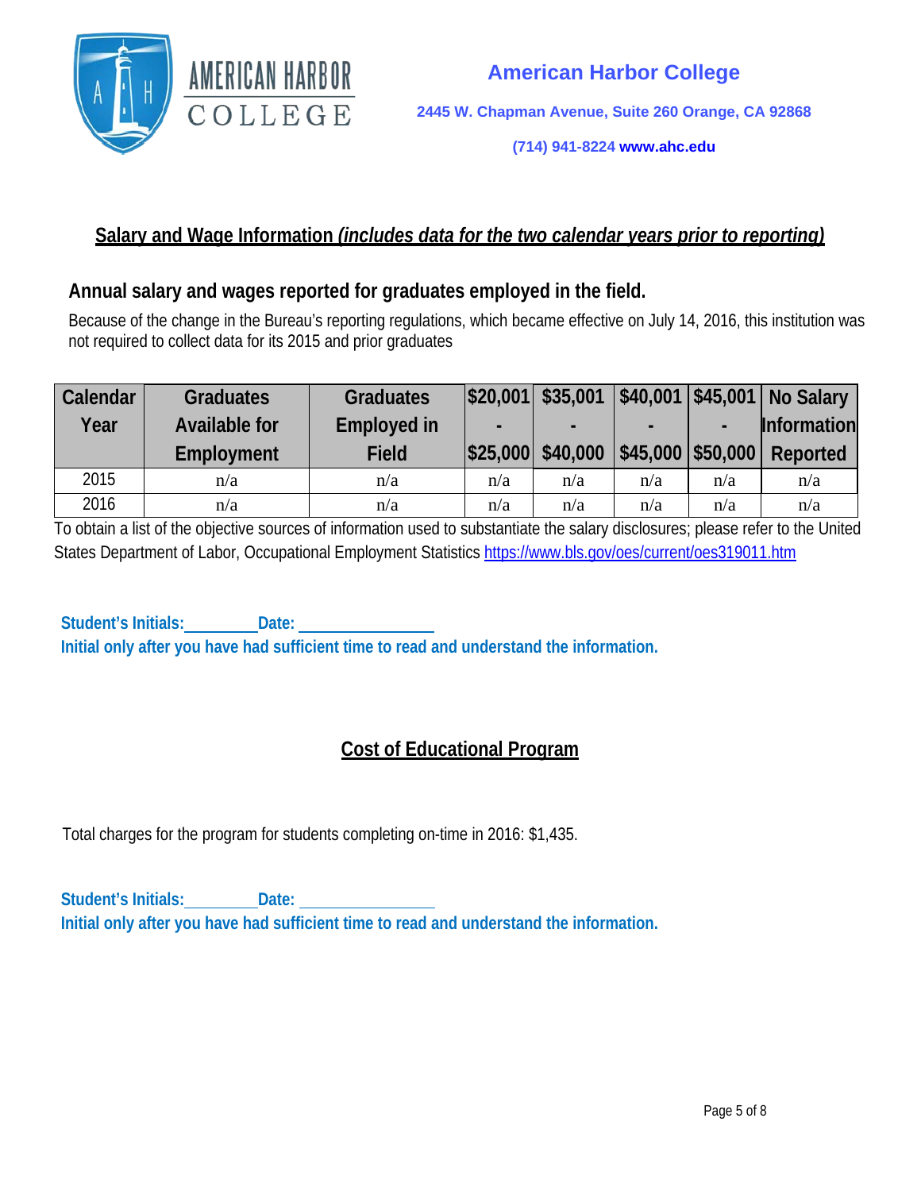**American Harbor College**

**2445 W. Chapman Avenue, Suite 260 Orange, CA 92868**

**(714) 941-8224 www.ahc.edu**

## Salary and Wage Information *(includes data for the two calendar years prior to reporting)*

### Annual salary and wages reported for graduates employed in the field.

Because of the change in the Bureau's reporting regulations, which became effective on July 14, 2016, this institution was not required to collect data for its 2015 and prior graduates

| Calendar Year | Graduates Available for Employment | Graduates Employed in Field | $20,001 - $25,000 | $35,001 - $40,000 | $40,001 - $45,000 | $45,001 - $50,000 | No Salary Information Reported |
|---|---|---|---|---|---|---|---|
| 2015 | n/a | n/a | n/a | n/a | n/a | n/a | n/a |
| 2016 | n/a | n/a | n/a | n/a | n/a | n/a | n/a |

To obtain a list of the objective sources of information used to substantiate the salary disclosures; please refer to the United States Department of Labor, Occupational Employment Statistics https://www.bls.gov/oes/current/oes319011.htm

**Student's Initials:________ Date: ________________**
**Initial only after you have had sufficient time to read and understand the information.**

## Cost of Educational Program

Total charges for the program for students completing on-time in 2016: $1,435.

**Student's Initials:________ Date: ________________**
**Initial only after you have had sufficient time to read and understand the information.**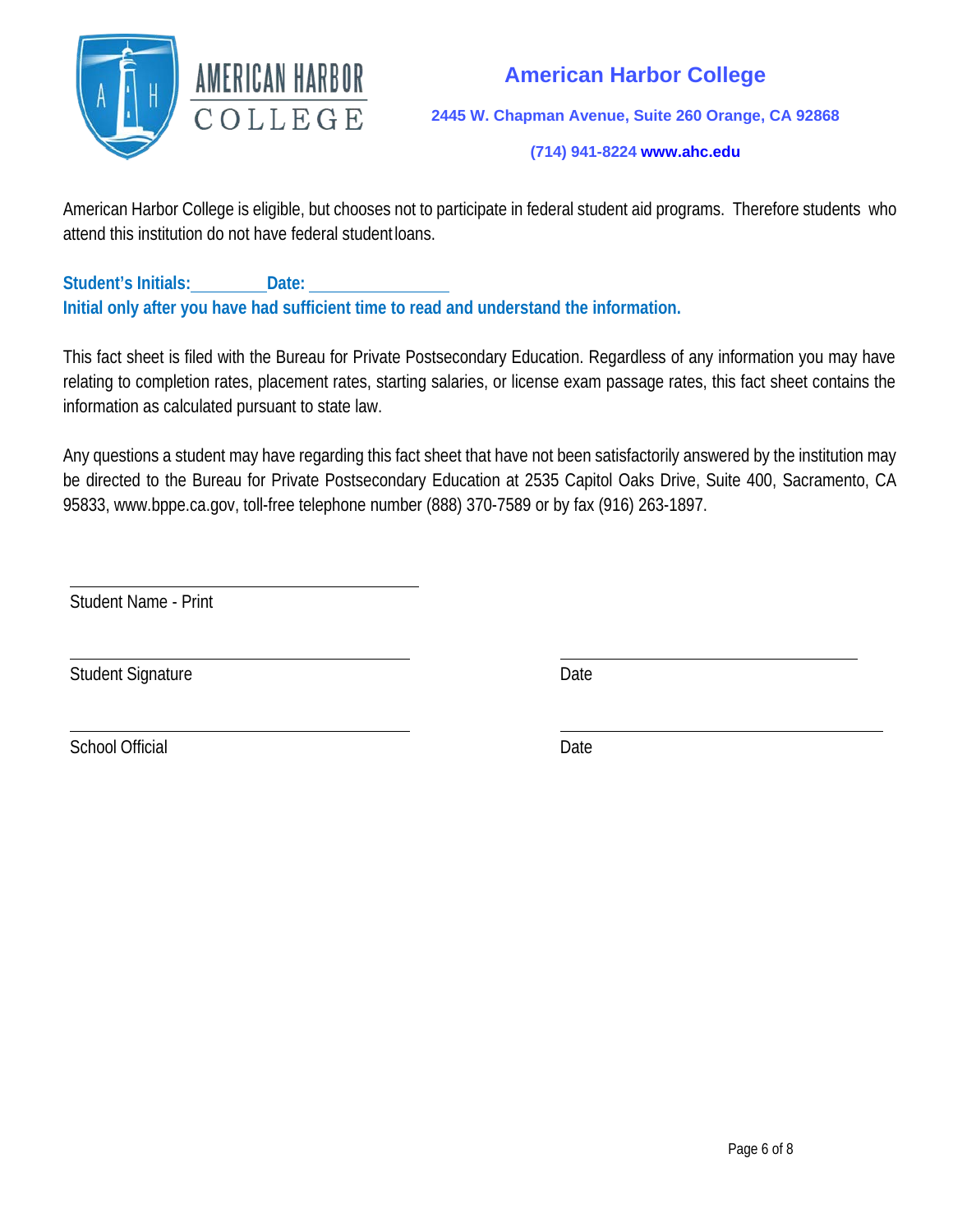**American Harbor College**

**2445 W. Chapman Avenue, Suite 260 Orange, CA 92868**

**(714) 941-8224 www.ahc.edu**

American Harbor College is eligible, but chooses not to participate in federal student aid programs. Therefore students who attend this institution do not have federal student loans.

**Student's Initials:________ Date: _______________**

**Initial only after you have had sufficient time to read and understand the information.**

This fact sheet is filed with the Bureau for Private Postsecondary Education. Regardless of any information you may have relating to completion rates, placement rates, starting salaries, or license exam passage rates, this fact sheet contains the information as calculated pursuant to state law.

Any questions a student may have regarding this fact sheet that have not been satisfactorily answered by the institution may be directed to the Bureau for Private Postsecondary Education at 2535 Capitol Oaks Drive, Suite 400, Sacramento, CA 95833, www.bppe.ca.gov, toll-free telephone number (888) 370-7589 or by fax (916) 263-1897.

______________________________
Student Name - Print

______________________________ ______________________________
Student Signature Date

______________________________ ______________________________
School Official Date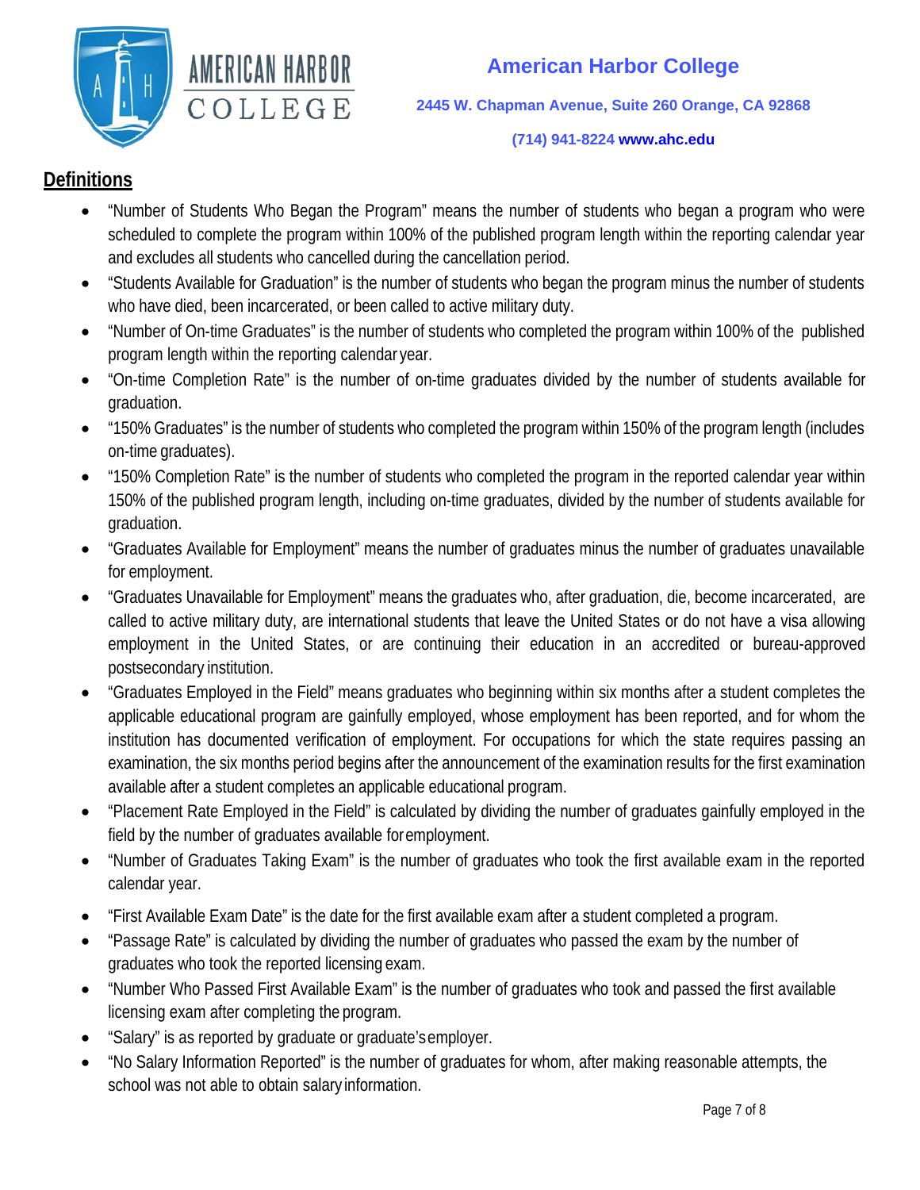## Definitions

- "Number of Students Who Began the Program" means the number of students who began a program who were scheduled to complete the program within 100% of the published program length within the reporting calendar year and excludes all students who cancelled during the cancellation period.
- "Students Available for Graduation" is the number of students who began the program minus the number of students who have died, been incarcerated, or been called to active military duty.
- "Number of On-time Graduates" is the number of students who completed the program within 100% of the published program length within the reporting calendar year.
- "On-time Completion Rate" is the number of on-time graduates divided by the number of students available for graduation.
- "150% Graduates" is the number of students who completed the program within 150% of the program length (includes on-time graduates).
- "150% Completion Rate" is the number of students who completed the program in the reported calendar year within 150% of the published program length, including on-time graduates, divided by the number of students available for graduation.
- "Graduates Available for Employment" means the number of graduates minus the number of graduates unavailable for employment.
- "Graduates Unavailable for Employment" means the graduates who, after graduation, die, become incarcerated, are called to active military duty, are international students that leave the United States or do not have a visa allowing employment in the United States, or are continuing their education in an accredited or bureau-approved postsecondary institution.
- "Graduates Employed in the Field" means graduates who beginning within six months after a student completes the applicable educational program are gainfully employed, whose employment has been reported, and for whom the institution has documented verification of employment. For occupations for which the state requires passing an examination, the six months period begins after the announcement of the examination results for the first examination available after a student completes an applicable educational program.
- "Placement Rate Employed in the Field" is calculated by dividing the number of graduates gainfully employed in the field by the number of graduates available for employment.
- "Number of Graduates Taking Exam" is the number of graduates who took the first available exam in the reported calendar year.
- "First Available Exam Date" is the date for the first available exam after a student completed a program.
- "Passage Rate" is calculated by dividing the number of graduates who passed the exam by the number of graduates who took the reported licensing exam.
- "Number Who Passed First Available Exam" is the number of graduates who took and passed the first available licensing exam after completing the program.
- "Salary" is as reported by graduate or graduate's employer.
- "No Salary Information Reported" is the number of graduates for whom, after making reasonable attempts, the school was not able to obtain salary information.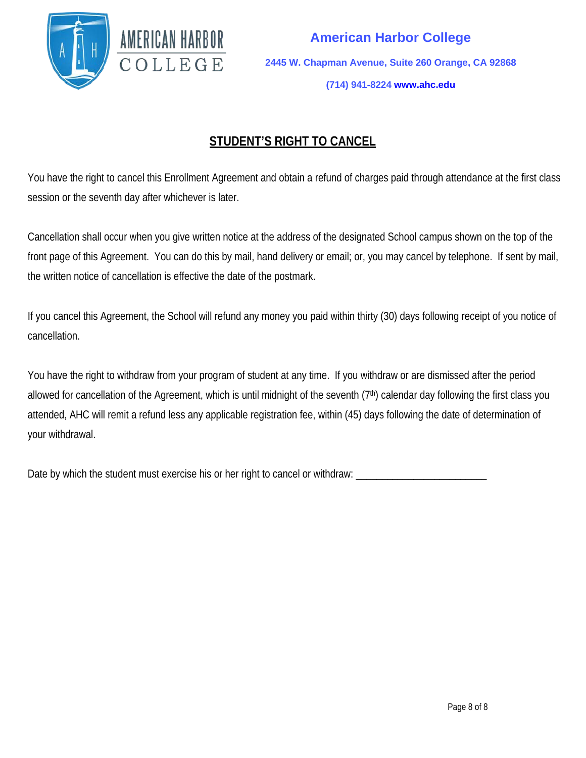American Harbor College

2445 W. Chapman Avenue, Suite 260 Orange, CA 92868

(714) 941-8224 www.ahc.edu

## STUDENT'S RIGHT TO CANCEL

You have the right to cancel this Enrollment Agreement and obtain a refund of charges paid through attendance at the first class session or the seventh day after whichever is later.

Cancellation shall occur when you give written notice at the address of the designated School campus shown on the top of the front page of this Agreement. You can do this by mail, hand delivery or email; or, you may cancel by telephone. If sent by mail, the written notice of cancellation is effective the date of the postmark.

If you cancel this Agreement, the School will refund any money you paid within thirty (30) days following receipt of you notice of cancellation.

You have the right to withdraw from your program of student at any time. If you withdraw or are dismissed after the period allowed for cancellation of the Agreement, which is until midnight of the seventh (7th) calendar day following the first class you attended, AHC will remit a refund less any applicable registration fee, within (45) days following the date of determination of your withdrawal.

Date by which the student must exercise his or her right to cancel or withdraw: ________________________